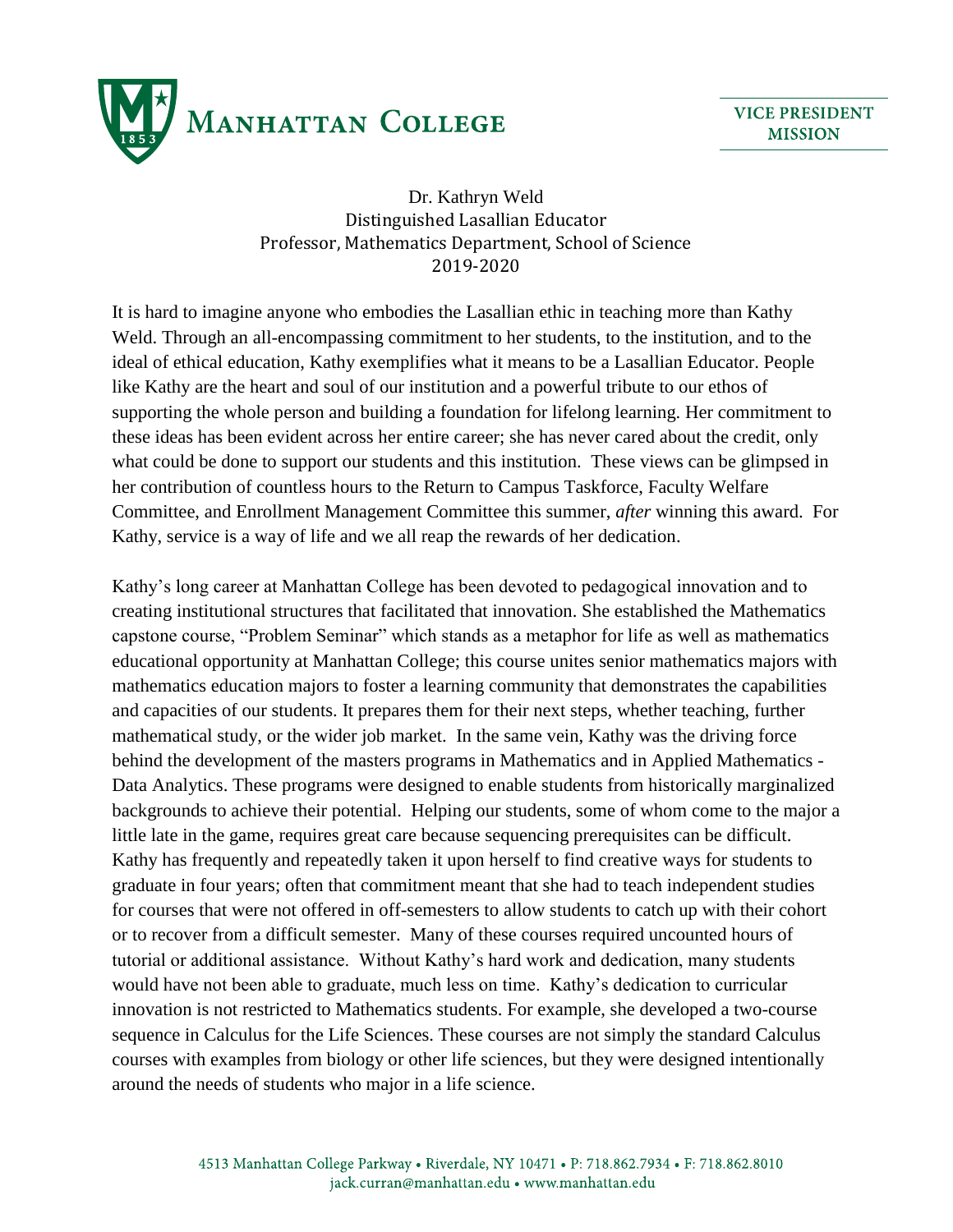MANHATTAN COLLEGE

VICE PRESIDENT
MISSION

Dr. Kathryn Weld
Distinguished Lasallian Educator
Professor, Mathematics Department, School of Science
2019-2020

It is hard to imagine anyone who embodies the Lasallian ethic in teaching more than Kathy Weld. Through an all-encompassing commitment to her students, to the institution, and to the ideal of ethical education, Kathy exemplifies what it means to be a Lasallian Educator. People like Kathy are the heart and soul of our institution and a powerful tribute to our ethos of supporting the whole person and building a foundation for lifelong learning. Her commitment to these ideas has been evident across her entire career; she has never cared about the credit, only what could be done to support our students and this institution. These views can be glimpsed in her contribution of countless hours to the Return to Campus Taskforce, Faculty Welfare Committee, and Enrollment Management Committee this summer, *after* winning this award. For Kathy, service is a way of life and we all reap the rewards of her dedication.

Kathy's long career at Manhattan College has been devoted to pedagogical innovation and to creating institutional structures that facilitated that innovation. She established the Mathematics capstone course, "Problem Seminar" which stands as a metaphor for life as well as mathematics educational opportunity at Manhattan College; this course unites senior mathematics majors with mathematics education majors to foster a learning community that demonstrates the capabilities and capacities of our students. It prepares them for their next steps, whether teaching, further mathematical study, or the wider job market. In the same vein, Kathy was the driving force behind the development of the masters programs in Mathematics and in Applied Mathematics - Data Analytics. These programs were designed to enable students from historically marginalized backgrounds to achieve their potential. Helping our students, some of whom come to the major a little late in the game, requires great care because sequencing prerequisites can be difficult. Kathy has frequently and repeatedly taken it upon herself to find creative ways for students to graduate in four years; often that commitment meant that she had to teach independent studies for courses that were not offered in off-semesters to allow students to catch up with their cohort or to recover from a difficult semester. Many of these courses required uncounted hours of tutorial or additional assistance. Without Kathy's hard work and dedication, many students would have not been able to graduate, much less on time. Kathy's dedication to curricular innovation is not restricted to Mathematics students. For example, she developed a two-course sequence in Calculus for the Life Sciences. These courses are not simply the standard Calculus courses with examples from biology or other life sciences, but they were designed intentionally around the needs of students who major in a life science.

4513 Manhattan College Parkway • Riverdale, NY 10471 • P: 718.862.7934 • F: 718.862.8010
jack.curran@manhattan.edu • www.manhattan.edu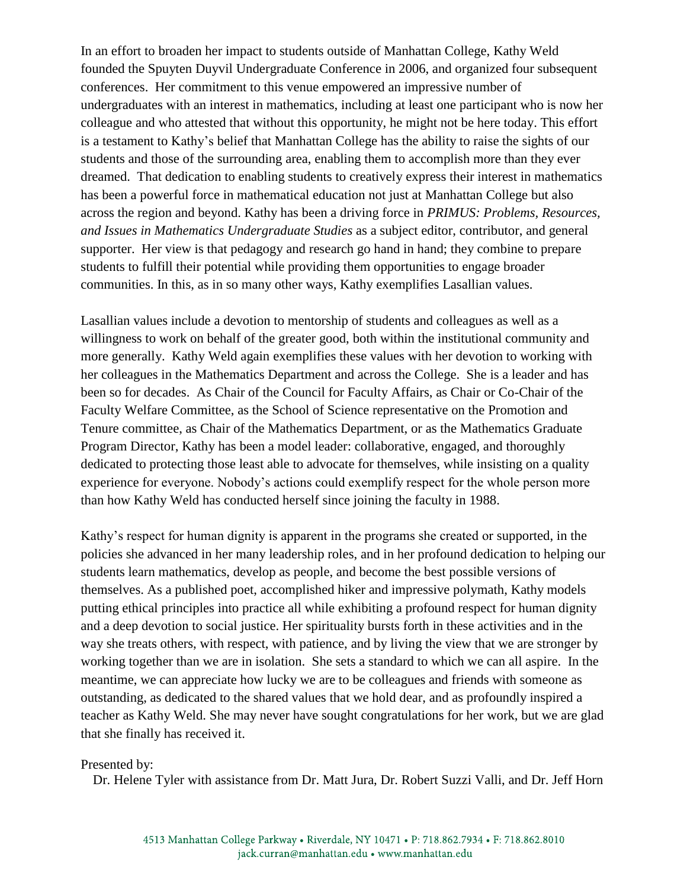In an effort to broaden her impact to students outside of Manhattan College, Kathy Weld founded the Spuyten Duyvil Undergraduate Conference in 2006, and organized four subsequent conferences. Her commitment to this venue empowered an impressive number of undergraduates with an interest in mathematics, including at least one participant who is now her colleague and who attested that without this opportunity, he might not be here today. This effort is a testament to Kathy's belief that Manhattan College has the ability to raise the sights of our students and those of the surrounding area, enabling them to accomplish more than they ever dreamed. That dedication to enabling students to creatively express their interest in mathematics has been a powerful force in mathematical education not just at Manhattan College but also across the region and beyond. Kathy has been a driving force in *PRIMUS: Problems, Resources, and Issues in Mathematics Undergraduate Studies* as a subject editor, contributor, and general supporter. Her view is that pedagogy and research go hand in hand; they combine to prepare students to fulfill their potential while providing them opportunities to engage broader communities. In this, as in so many other ways, Kathy exemplifies Lasallian values.

Lasallian values include a devotion to mentorship of students and colleagues as well as a willingness to work on behalf of the greater good, both within the institutional community and more generally. Kathy Weld again exemplifies these values with her devotion to working with her colleagues in the Mathematics Department and across the College. She is a leader and has been so for decades. As Chair of the Council for Faculty Affairs, as Chair or Co-Chair of the Faculty Welfare Committee, as the School of Science representative on the Promotion and Tenure committee, as Chair of the Mathematics Department, or as the Mathematics Graduate Program Director, Kathy has been a model leader: collaborative, engaged, and thoroughly dedicated to protecting those least able to advocate for themselves, while insisting on a quality experience for everyone. Nobody's actions could exemplify respect for the whole person more than how Kathy Weld has conducted herself since joining the faculty in 1988.

Kathy's respect for human dignity is apparent in the programs she created or supported, in the policies she advanced in her many leadership roles, and in her profound dedication to helping our students learn mathematics, develop as people, and become the best possible versions of themselves. As a published poet, accomplished hiker and impressive polymath, Kathy models putting ethical principles into practice all while exhibiting a profound respect for human dignity and a deep devotion to social justice. Her spirituality bursts forth in these activities and in the way she treats others, with respect, with patience, and by living the view that we are stronger by working together than we are in isolation. She sets a standard to which we can all aspire. In the meantime, we can appreciate how lucky we are to be colleagues and friends with someone as outstanding, as dedicated to the shared values that we hold dear, and as profoundly inspired a teacher as Kathy Weld. She may never have sought congratulations for her work, but we are glad that she finally has received it.

Presented by:

Dr. Helene Tyler with assistance from Dr. Matt Jura, Dr. Robert Suzzi Valli, and Dr. Jeff Horn